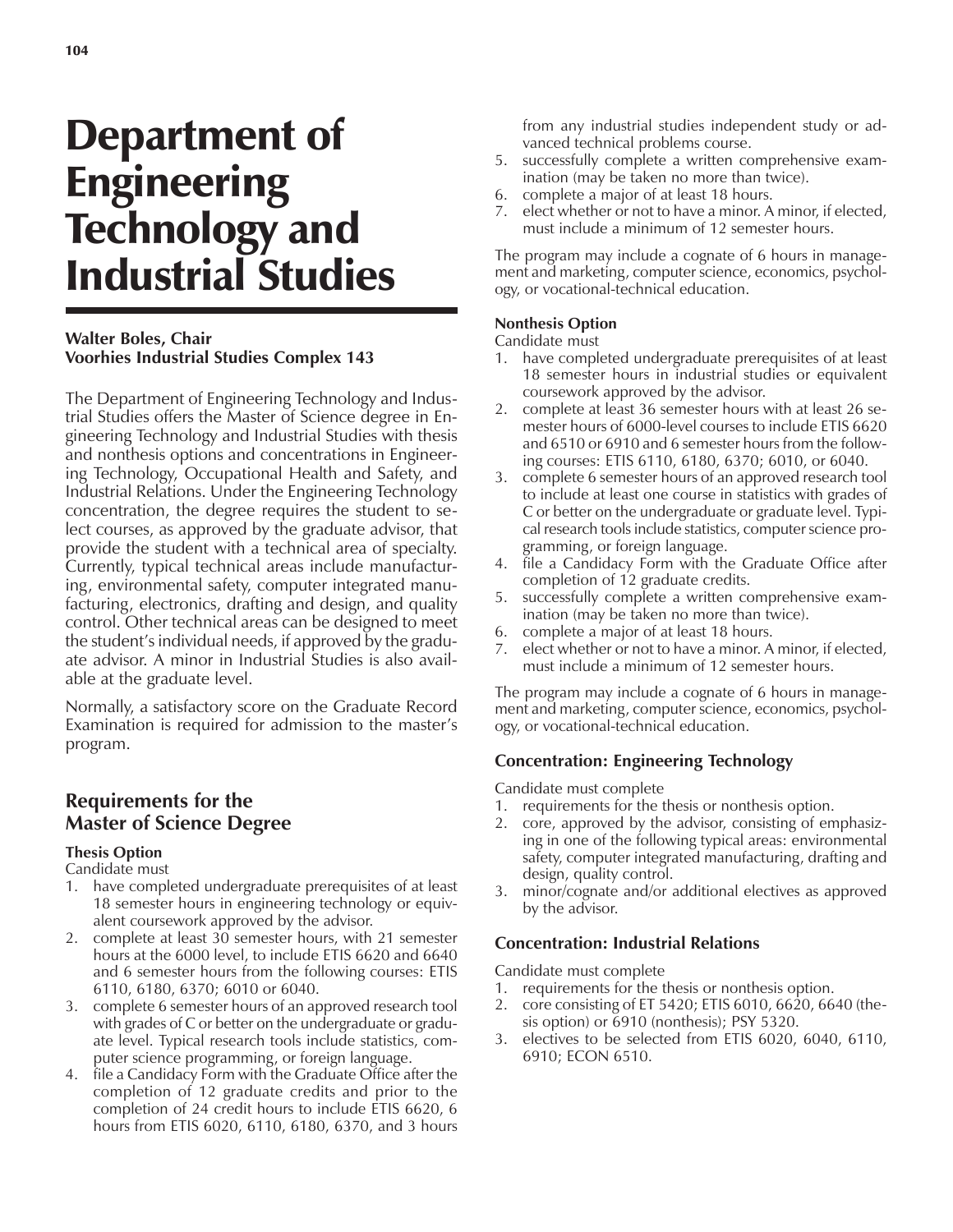# Department of Engineering Technology and Industrial Studies

**Walter Boles, Chair**
**Voorhies Industrial Studies Complex 143**

The Department of Engineering Technology and Industrial Studies offers the Master of Science degree in Engineering Technology and Industrial Studies with thesis and nonthesis options and concentrations in Engineering Technology, Occupational Health and Safety, and Industrial Relations. Under the Engineering Technology concentration, the degree requires the student to select courses, as approved by the graduate advisor, that provide the student with a technical area of specialty. Currently, typical technical areas include manufacturing, environmental safety, computer integrated manufacturing, electronics, drafting and design, and quality control. Other technical areas can be designed to meet the student's individual needs, if approved by the graduate advisor. A minor in Industrial Studies is also available at the graduate level.

Normally, a satisfactory score on the Graduate Record Examination is required for admission to the master's program.

## Requirements for the Master of Science Degree

**Thesis Option**

Candidate must

1. have completed undergraduate prerequisites of at least 18 semester hours in engineering technology or equivalent coursework approved by the advisor.
2. complete at least 30 semester hours, with 21 semester hours at the 6000 level, to include ETIS 6620 and 6640 and 6 semester hours from the following courses: ETIS 6110, 6180, 6370; 6010 or 6040.
3. complete 6 semester hours of an approved research tool with grades of C or better on the undergraduate or graduate level. Typical research tools include statistics, computer science programming, or foreign language.
4. file a Candidacy Form with the Graduate Office after the completion of 12 graduate credits and prior to the completion of 24 credit hours to include ETIS 6620, 6 hours from ETIS 6020, 6110, 6180, 6370, and 3 hours from any industrial studies independent study or advanced technical problems course.
5. successfully complete a written comprehensive examination (may be taken no more than twice).
6. complete a major of at least 18 hours.
7. elect whether or not to have a minor. A minor, if elected, must include a minimum of 12 semester hours.

The program may include a cognate of 6 hours in management and marketing, computer science, economics, psychology, or vocational-technical education.

**Nonthesis Option**

Candidate must

1. have completed undergraduate prerequisites of at least 18 semester hours in industrial studies or equivalent coursework approved by the advisor.
2. complete at least 36 semester hours with at least 26 semester hours of 6000-level courses to include ETIS 6620 and 6510 or 6910 and 6 semester hours from the following courses: ETIS 6110, 6180, 6370; 6010, or 6040.
3. complete 6 semester hours of an approved research tool to include at least one course in statistics with grades of C or better on the undergraduate or graduate level. Typical research tools include statistics, computer science programming, or foreign language.
4. file a Candidacy Form with the Graduate Office after completion of 12 graduate credits.
5. successfully complete a written comprehensive examination (may be taken no more than twice).
6. complete a major of at least 18 hours.
7. elect whether or not to have a minor. A minor, if elected, must include a minimum of 12 semester hours.

The program may include a cognate of 6 hours in management and marketing, computer science, economics, psychology, or vocational-technical education.

### Concentration: Engineering Technology

Candidate must complete

1. requirements for the thesis or nonthesis option.
2. core, approved by the advisor, consisting of emphasizing in one of the following typical areas: environmental safety, computer integrated manufacturing, drafting and design, quality control.
3. minor/cognate and/or additional electives as approved by the advisor.

### Concentration: Industrial Relations

Candidate must complete

1. requirements for the thesis or nonthesis option.
2. core consisting of ET 5420; ETIS 6010, 6620, 6640 (thesis option) or 6910 (nonthesis); PSY 5320.
3. electives to be selected from ETIS 6020, 6040, 6110, 6910; ECON 6510.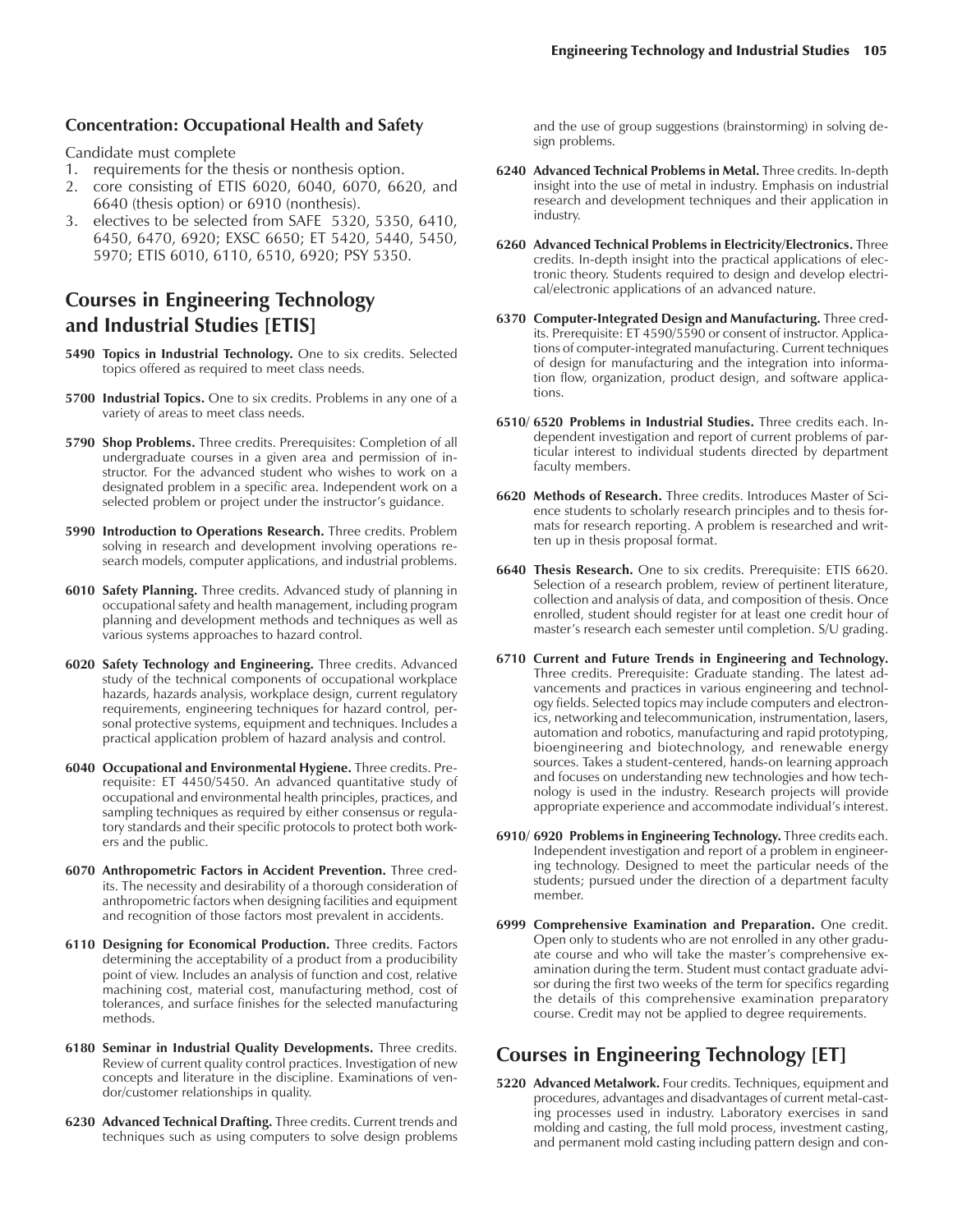### Concentration: Occupational Health and Safety

Candidate must complete

1. requirements for the thesis or nonthesis option.
2. core consisting of ETIS 6020, 6040, 6070, 6620, and 6640 (thesis option) or 6910 (nonthesis).
3. electives to be selected from SAFE 5320, 5350, 6410, 6450, 6470, 6920; EXSC 6650; ET 5420, 5440, 5450, 5970; ETIS 6010, 6110, 6510, 6920; PSY 5350.

## Courses in Engineering Technology and Industrial Studies [ETIS]

**5490 Topics in Industrial Technology.** One to six credits. Selected topics offered as required to meet class needs.

**5700 Industrial Topics.** One to six credits. Problems in any one of a variety of areas to meet class needs.

**5790 Shop Problems.** Three credits. Prerequisites: Completion of all undergraduate courses in a given area and permission of instructor. For the advanced student who wishes to work on a designated problem in a specific area. Independent work on a selected problem or project under the instructor's guidance.

**5990 Introduction to Operations Research.** Three credits. Problem solving in research and development involving operations research models, computer applications, and industrial problems.

**6010 Safety Planning.** Three credits. Advanced study of planning in occupational safety and health management, including program planning and development methods and techniques as well as various systems approaches to hazard control.

**6020 Safety Technology and Engineering.** Three credits. Advanced study of the technical components of occupational workplace hazards, hazards analysis, workplace design, current regulatory requirements, engineering techniques for hazard control, personal protective systems, equipment and techniques. Includes a practical application problem of hazard analysis and control.

**6040 Occupational and Environmental Hygiene.** Three credits. Prerequisite: ET 4450/5450. An advanced quantitative study of occupational and environmental health principles, practices, and sampling techniques as required by either consensus or regulatory standards and their specific protocols to protect both workers and the public.

**6070 Anthropometric Factors in Accident Prevention.** Three credits. The necessity and desirability of a thorough consideration of anthropometric factors when designing facilities and equipment and recognition of those factors most prevalent in accidents.

**6110 Designing for Economical Production.** Three credits. Factors determining the acceptability of a product from a producibility point of view. Includes an analysis of function and cost, relative machining cost, material cost, manufacturing method, cost of tolerances, and surface finishes for the selected manufacturing methods.

**6180 Seminar in Industrial Quality Developments.** Three credits. Review of current quality control practices. Investigation of new concepts and literature in the discipline. Examinations of vendor/customer relationships in quality.

**6230 Advanced Technical Drafting.** Three credits. Current trends and techniques such as using computers to solve design problems and the use of group suggestions (brainstorming) in solving design problems.

**6240 Advanced Technical Problems in Metal.** Three credits. In-depth insight into the use of metal in industry. Emphasis on industrial research and development techniques and their application in industry.

**6260 Advanced Technical Problems in Electricity/Electronics.** Three credits. In-depth insight into the practical applications of electronic theory. Students required to design and develop electrical/electronic applications of an advanced nature.

**6370 Computer-Integrated Design and Manufacturing.** Three credits. Prerequisite: ET 4590/5590 or consent of instructor. Applications of computer-integrated manufacturing. Current techniques of design for manufacturing and the integration into information flow, organization, product design, and software applications.

**6510/ 6520 Problems in Industrial Studies.** Three credits each. Independent investigation and report of current problems of particular interest to individual students directed by department faculty members.

**6620 Methods of Research.** Three credits. Introduces Master of Science students to scholarly research principles and to thesis formats for research reporting. A problem is researched and written up in thesis proposal format.

**6640 Thesis Research.** One to six credits. Prerequisite: ETIS 6620. Selection of a research problem, review of pertinent literature, collection and analysis of data, and composition of thesis. Once enrolled, student should register for at least one credit hour of master's research each semester until completion. S/U grading.

**6710 Current and Future Trends in Engineering and Technology.** Three credits. Prerequisite: Graduate standing. The latest advancements and practices in various engineering and technology fields. Selected topics may include computers and electronics, networking and telecommunication, instrumentation, lasers, automation and robotics, manufacturing and rapid prototyping, bioengineering and biotechnology, and renewable energy sources. Takes a student-centered, hands-on learning approach and focuses on understanding new technologies and how technology is used in the industry. Research projects will provide appropriate experience and accommodate individual's interest.

**6910/ 6920 Problems in Engineering Technology.** Three credits each. Independent investigation and report of a problem in engineering technology. Designed to meet the particular needs of the students; pursued under the direction of a department faculty member.

**6999 Comprehensive Examination and Preparation.** One credit. Open only to students who are not enrolled in any other graduate course and who will take the master's comprehensive examination during the term. Student must contact graduate advisor during the first two weeks of the term for specifics regarding the details of this comprehensive examination preparatory course. Credit may not be applied to degree requirements.

## Courses in Engineering Technology [ET]

**5220 Advanced Metalwork.** Four credits. Techniques, equipment and procedures, advantages and disadvantages of current metal-casting processes used in industry. Laboratory exercises in sand molding and casting, the full mold process, investment casting, and permanent mold casting including pattern design and con-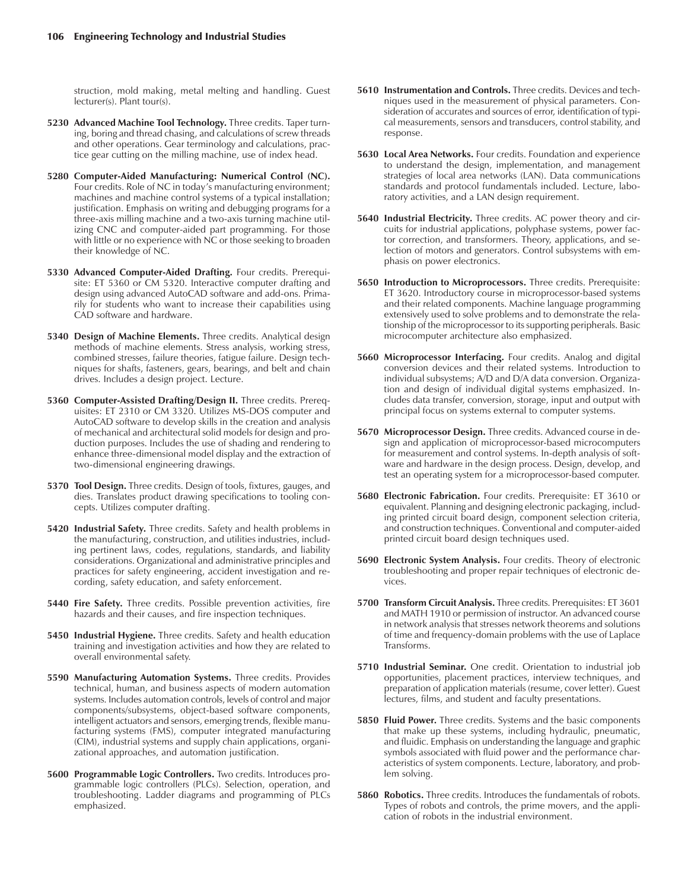struction, mold making, metal melting and handling. Guest lecturer(s). Plant tour(s).

**5230 Advanced Machine Tool Technology.** Three credits. Taper turning, boring and thread chasing, and calculations of screw threads and other operations. Gear terminology and calculations, practice gear cutting on the milling machine, use of index head.

**5280 Computer-Aided Manufacturing: Numerical Control (NC).** Four credits. Role of NC in today's manufacturing environment; machines and machine control systems of a typical installation; justification. Emphasis on writing and debugging programs for a three-axis milling machine and a two-axis turning machine utilizing CNC and computer-aided part programming. For those with little or no experience with NC or those seeking to broaden their knowledge of NC.

**5330 Advanced Computer-Aided Drafting.** Four credits. Prerequisite: ET 5360 or CM 5320. Interactive computer drafting and design using advanced AutoCAD software and add-ons. Primarily for students who want to increase their capabilities using CAD software and hardware.

**5340 Design of Machine Elements.** Three credits. Analytical design methods of machine elements. Stress analysis, working stress, combined stresses, failure theories, fatigue failure. Design techniques for shafts, fasteners, gears, bearings, and belt and chain drives. Includes a design project. Lecture.

**5360 Computer-Assisted Drafting/Design II.** Three credits. Prerequisites: ET 2310 or CM 3320. Utilizes MS-DOS computer and AutoCAD software to develop skills in the creation and analysis of mechanical and architectural solid models for design and production purposes. Includes the use of shading and rendering to enhance three-dimensional model display and the extraction of two-dimensional engineering drawings.

**5370 Tool Design.** Three credits. Design of tools, fixtures, gauges, and dies. Translates product drawing specifications to tooling concepts. Utilizes computer drafting.

**5420 Industrial Safety.** Three credits. Safety and health problems in the manufacturing, construction, and utilities industries, including pertinent laws, codes, regulations, standards, and liability considerations. Organizational and administrative principles and practices for safety engineering, accident investigation and recording, safety education, and safety enforcement.

**5440 Fire Safety.** Three credits. Possible prevention activities, fire hazards and their causes, and fire inspection techniques.

**5450 Industrial Hygiene.** Three credits. Safety and health education training and investigation activities and how they are related to overall environmental safety.

**5590 Manufacturing Automation Systems.** Three credits. Provides technical, human, and business aspects of modern automation systems. Includes automation controls, levels of control and major components/subsystems, object-based software components, intelligent actuators and sensors, emerging trends, flexible manufacturing systems (FMS), computer integrated manufacturing (CIM), industrial systems and supply chain applications, organizational approaches, and automation justification.

**5600 Programmable Logic Controllers.** Two credits. Introduces programmable logic controllers (PLCs). Selection, operation, and troubleshooting. Ladder diagrams and programming of PLCs emphasized.

**5610 Instrumentation and Controls.** Three credits. Devices and techniques used in the measurement of physical parameters. Consideration of accurates and sources of error, identification of typical measurements, sensors and transducers, control stability, and response.

**5630 Local Area Networks.** Four credits. Foundation and experience to understand the design, implementation, and management strategies of local area networks (LAN). Data communications standards and protocol fundamentals included. Lecture, laboratory activities, and a LAN design requirement.

**5640 Industrial Electricity.** Three credits. AC power theory and circuits for industrial applications, polyphase systems, power factor correction, and transformers. Theory, applications, and selection of motors and generators. Control subsystems with emphasis on power electronics.

**5650 Introduction to Microprocessors.** Three credits. Prerequisite: ET 3620. Introductory course in microprocessor-based systems and their related components. Machine language programming extensively used to solve problems and to demonstrate the relationship of the microprocessor to its supporting peripherals. Basic microcomputer architecture also emphasized.

**5660 Microprocessor Interfacing.** Four credits. Analog and digital conversion devices and their related systems. Introduction to individual subsystems; A/D and D/A data conversion. Organization and design of individual digital systems emphasized. Includes data transfer, conversion, storage, input and output with principal focus on systems external to computer systems.

**5670 Microprocessor Design.** Three credits. Advanced course in design and application of microprocessor-based microcomputers for measurement and control systems. In-depth analysis of software and hardware in the design process. Design, develop, and test an operating system for a microprocessor-based computer.

**5680 Electronic Fabrication.** Four credits. Prerequisite: ET 3610 or equivalent. Planning and designing electronic packaging, including printed circuit board design, component selection criteria, and construction techniques. Conventional and computer-aided printed circuit board design techniques used.

**5690 Electronic System Analysis.** Four credits. Theory of electronic troubleshooting and proper repair techniques of electronic devices.

**5700 Transform Circuit Analysis.** Three credits. Prerequisites: ET 3601 and MATH 1910 or permission of instructor. An advanced course in network analysis that stresses network theorems and solutions of time and frequency-domain problems with the use of Laplace Transforms.

**5710 Industrial Seminar.** One credit. Orientation to industrial job opportunities, placement practices, interview techniques, and preparation of application materials (resume, cover letter). Guest lectures, films, and student and faculty presentations.

**5850 Fluid Power.** Three credits. Systems and the basic components that make up these systems, including hydraulic, pneumatic, and fluidic. Emphasis on understanding the language and graphic symbols associated with fluid power and the performance characteristics of system components. Lecture, laboratory, and problem solving.

**5860 Robotics.** Three credits. Introduces the fundamentals of robots. Types of robots and controls, the prime movers, and the application of robots in the industrial environment.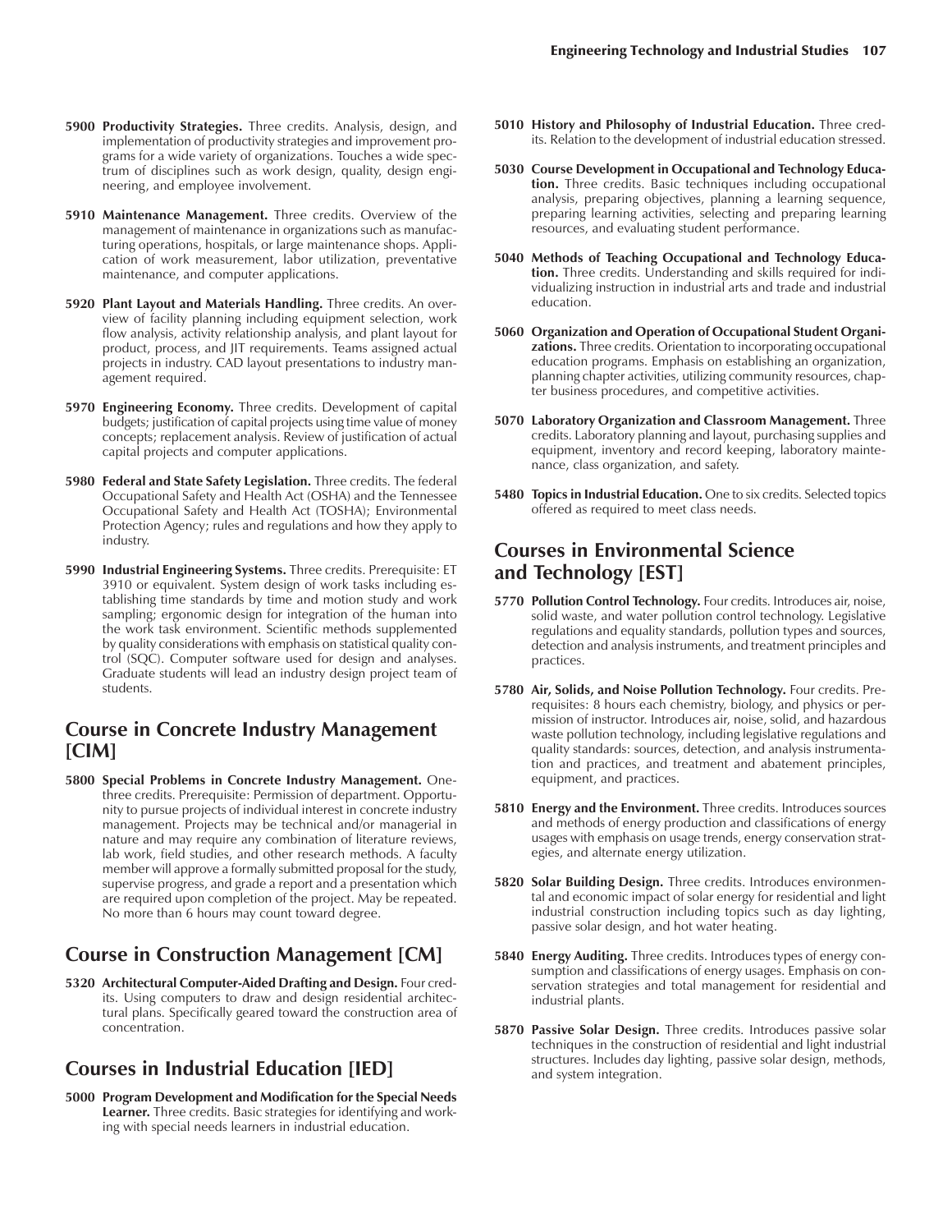**5900 Productivity Strategies.** Three credits. Analysis, design, and implementation of productivity strategies and improvement programs for a wide variety of organizations. Touches a wide spectrum of disciplines such as work design, quality, design engineering, and employee involvement.

**5910 Maintenance Management.** Three credits. Overview of the management of maintenance in organizations such as manufacturing operations, hospitals, or large maintenance shops. Application of work measurement, labor utilization, preventative maintenance, and computer applications.

**5920 Plant Layout and Materials Handling.** Three credits. An overview of facility planning including equipment selection, work flow analysis, activity relationship analysis, and plant layout for product, process, and JIT requirements. Teams assigned actual projects in industry. CAD layout presentations to industry management required.

**5970 Engineering Economy.** Three credits. Development of capital budgets; justification of capital projects using time value of money concepts; replacement analysis. Review of justification of actual capital projects and computer applications.

**5980 Federal and State Safety Legislation.** Three credits. The federal Occupational Safety and Health Act (OSHA) and the Tennessee Occupational Safety and Health Act (TOSHA); Environmental Protection Agency; rules and regulations and how they apply to industry.

**5990 Industrial Engineering Systems.** Three credits. Prerequisite: ET 3910 or equivalent. System design of work tasks including establishing time standards by time and motion study and work sampling; ergonomic design for integration of the human into the work task environment. Scientific methods supplemented by quality considerations with emphasis on statistical quality control (SQC). Computer software used for design and analyses. Graduate students will lead an industry design project team of students.

## Course in Concrete Industry Management [CIM]

**5800 Special Problems in Concrete Industry Management.** One-three credits. Prerequisite: Permission of department. Opportunity to pursue projects of individual interest in concrete industry management. Projects may be technical and/or managerial in nature and may require any combination of literature reviews, lab work, field studies, and other research methods. A faculty member will approve a formally submitted proposal for the study, supervise progress, and grade a report and a presentation which are required upon completion of the project. May be repeated. No more than 6 hours may count toward degree.

## Course in Construction Management [CM]

**5320 Architectural Computer-Aided Drafting and Design.** Four credits. Using computers to draw and design residential architectural plans. Specifically geared toward the construction area of concentration.

## Courses in Industrial Education [IED]

**5000 Program Development and Modification for the Special Needs Learner.** Three credits. Basic strategies for identifying and working with special needs learners in industrial education.

**5010 History and Philosophy of Industrial Education.** Three credits. Relation to the development of industrial education stressed.

**5030 Course Development in Occupational and Technology Education.** Three credits. Basic techniques including occupational analysis, preparing objectives, planning a learning sequence, preparing learning activities, selecting and preparing learning resources, and evaluating student performance.

**5040 Methods of Teaching Occupational and Technology Education.** Three credits. Understanding and skills required for individualizing instruction in industrial arts and trade and industrial education.

**5060 Organization and Operation of Occupational Student Organizations.** Three credits. Orientation to incorporating occupational education programs. Emphasis on establishing an organization, planning chapter activities, utilizing community resources, chapter business procedures, and competitive activities.

**5070 Laboratory Organization and Classroom Management.** Three credits. Laboratory planning and layout, purchasing supplies and equipment, inventory and record keeping, laboratory maintenance, class organization, and safety.

**5480 Topics in Industrial Education.** One to six credits. Selected topics offered as required to meet class needs.

## Courses in Environmental Science and Technology [EST]

**5770 Pollution Control Technology.** Four credits. Introduces air, noise, solid waste, and water pollution control technology. Legislative regulations and equality standards, pollution types and sources, detection and analysis instruments, and treatment principles and practices.

**5780 Air, Solids, and Noise Pollution Technology.** Four credits. Prerequisites: 8 hours each chemistry, biology, and physics or permission of instructor. Introduces air, noise, solid, and hazardous waste pollution technology, including legislative regulations and quality standards: sources, detection, and analysis instrumentation and practices, and treatment and abatement principles, equipment, and practices.

**5810 Energy and the Environment.** Three credits. Introduces sources and methods of energy production and classifications of energy usages with emphasis on usage trends, energy conservation strategies, and alternate energy utilization.

**5820 Solar Building Design.** Three credits. Introduces environmental and economic impact of solar energy for residential and light industrial construction including topics such as day lighting, passive solar design, and hot water heating.

**5840 Energy Auditing.** Three credits. Introduces types of energy consumption and classifications of energy usages. Emphasis on conservation strategies and total management for residential and industrial plants.

**5870 Passive Solar Design.** Three credits. Introduces passive solar techniques in the construction of residential and light industrial structures. Includes day lighting, passive solar design, methods, and system integration.